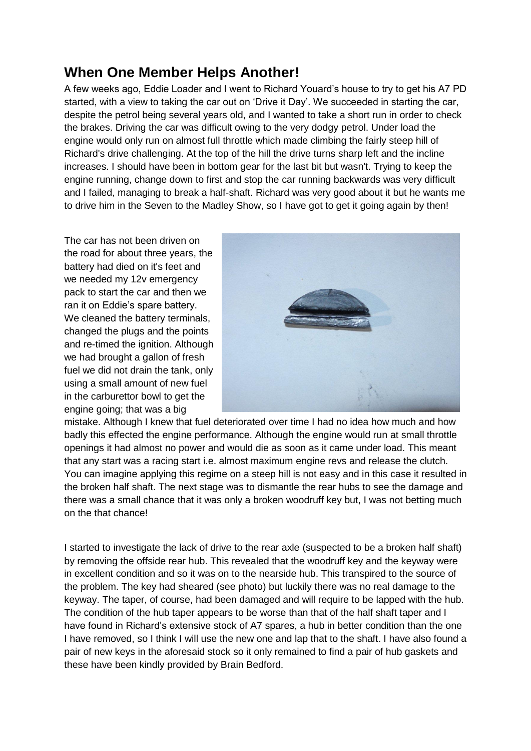## When One Member Helps Another!

A few weeks ago, Eddie Loader and I went to Richard Youard's house to try to get his A7 PD started, with a view to taking the car out on 'Drive it Day'. We succeeded in starting the car, despite the petrol being several years old, and I wanted to take a short run in order to check the brakes. Driving the car was difficult owing to the very dodgy petrol. Under load the engine would only run on almost full throttle which made climbing the fairly steep hill of Richard's drive challenging. At the top of the hill the drive turns sharp left and the incline increases. I should have been in bottom gear for the last bit but wasn't. Trying to keep the engine running, change down to first and stop the car running backwards was very difficult and I failed, managing to break a half-shaft. Richard was very good about it but he wants me to drive him in the Seven to the Madley Show, so I have got to get it going again by then!

The car has not been driven on the road for about three years, the battery had died on it's feet and we needed my 12v emergency pack to start the car and then we ran it on Eddie's spare battery. We cleaned the battery terminals, changed the plugs and the points and re-timed the ignition. Although we had brought a gallon of fresh fuel we did not drain the tank, only using a small amount of new fuel in the carburettor bowl to get the engine going; that was a big mistake. Although I knew that fuel deteriorated over time I had no idea how much and how badly this effected the engine performance. Although the engine would run at small throttle openings it had almost no power and would die as soon as it came under load. This meant that any start was a racing start i.e. almost maximum engine revs and release the clutch. You can imagine applying this regime on a steep hill is not easy and in this case it resulted in the broken half shaft. The next stage was to dismantle the rear hubs to see the damage and there was a small chance that it was only a broken woodruff key but, I was not betting much on the that chance!

I started to investigate the lack of drive to the rear axle (suspected to be a broken half shaft) by removing the offside rear hub. This revealed that the woodruff key and the keyway were in excellent condition and so it was on to the nearside hub. This transpired to the source of the problem. The key had sheared (see photo) but luckily there was no real damage to the keyway. The taper, of course, had been damaged and will require to be lapped with the hub. The condition of the hub taper appears to be worse than that of the half shaft taper and I have found in Richard's extensive stock of A7 spares, a hub in better condition than the one I have removed, so I think I will use the new one and lap that to the shaft. I have also found a pair of new keys in the aforesaid stock so it only remained to find a pair of hub gaskets and these have been kindly provided by Brain Bedford.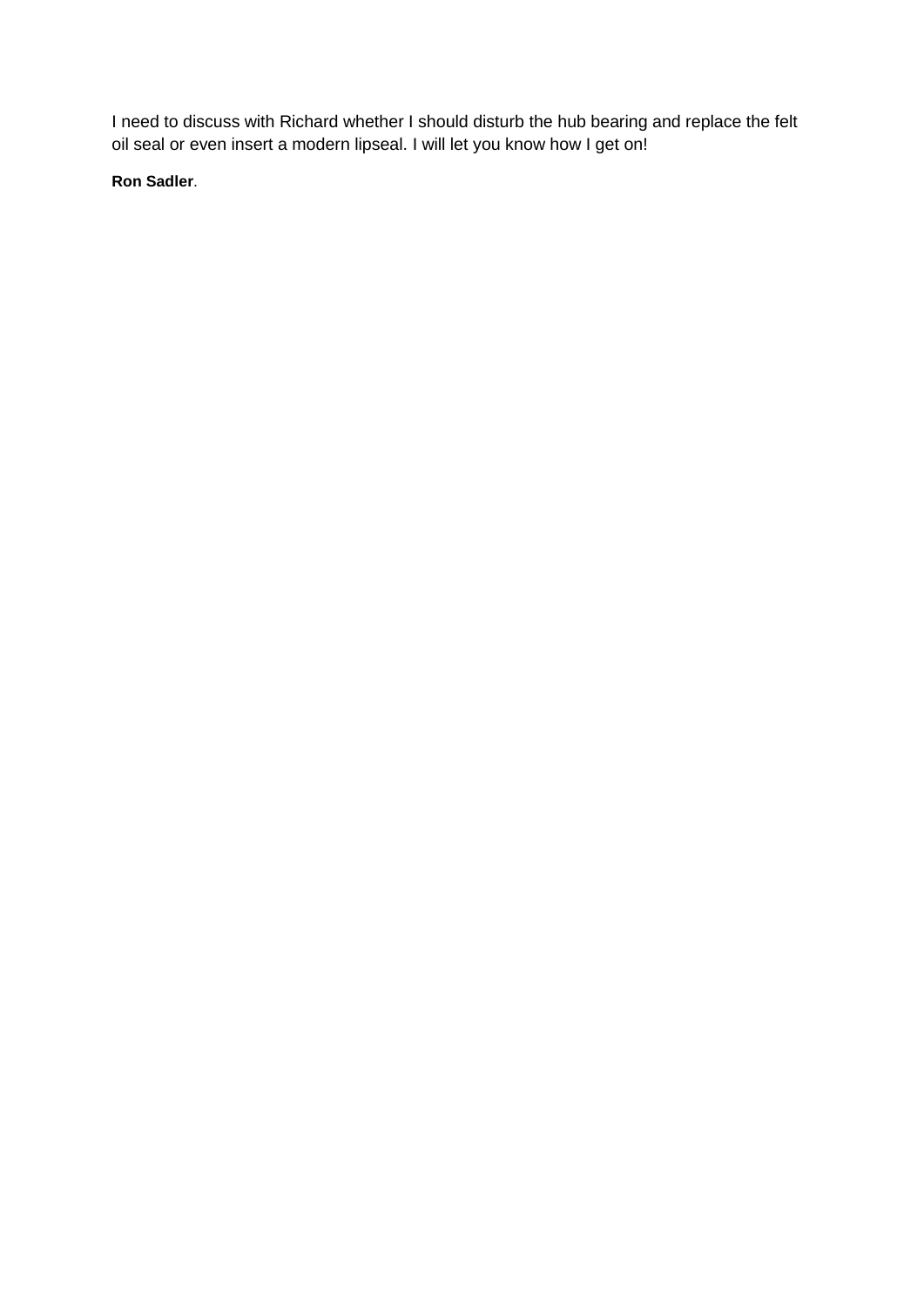I need to discuss with Richard whether I should disturb the hub bearing and replace the felt oil seal or even insert a modern lipseal. I will let you know how I get on!

**Ron Sadler**.